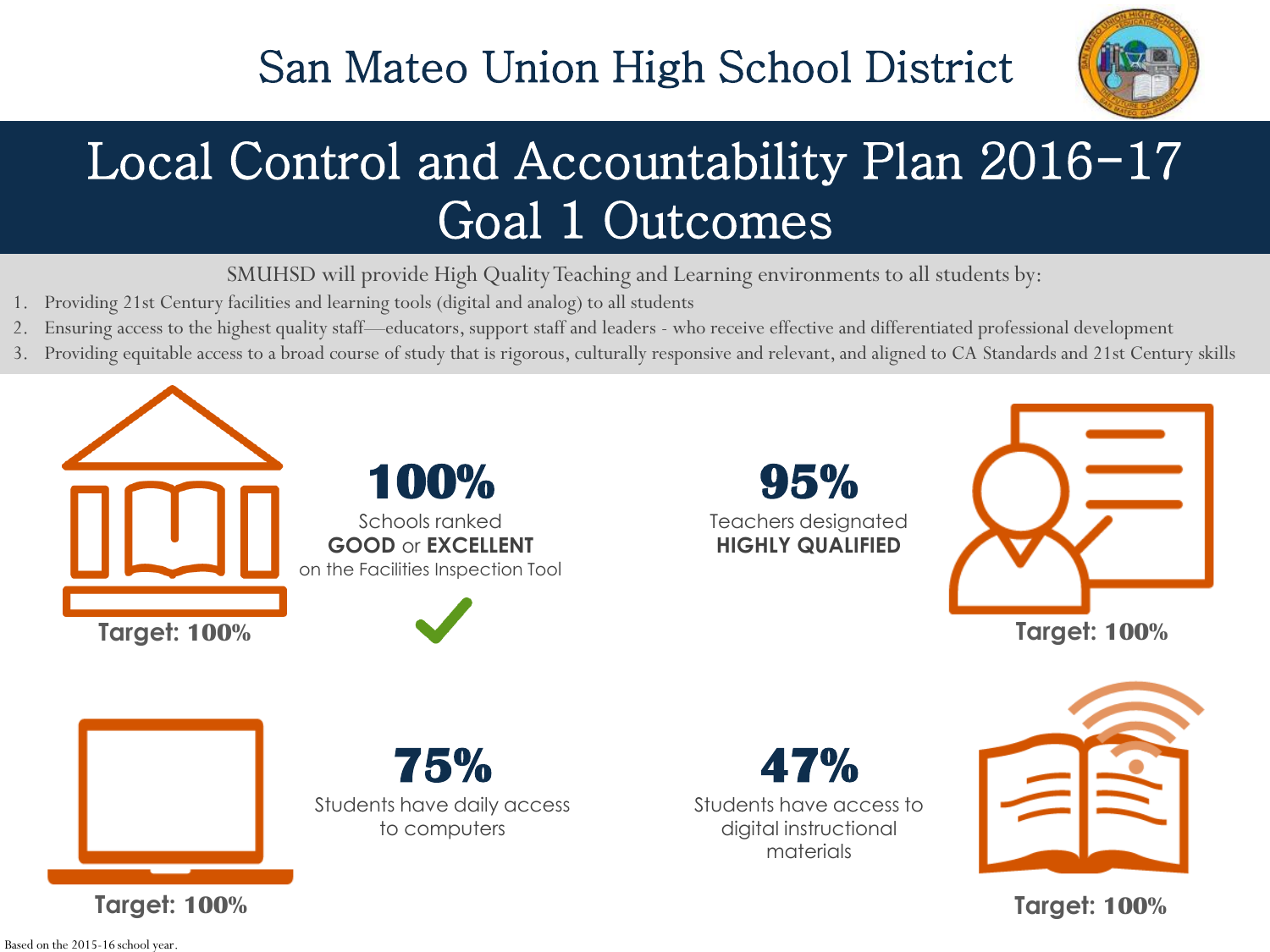# San Mateo Union High School District

## Local Control and Accountability Plan 2016-17
## Goal 1 Outcomes

SMUHSD will provide High Quality Teaching and Learning environments to all students by:

1. Providing 21st Century facilities and learning tools (digital and analog) to all students
2. Ensuring access to the highest quality staff—educators, support staff and leaders - who receive effective and differentiated professional development
3. Providing equitable access to a broad course of study that is rigorous, culturally responsive and relevant, and aligned to CA Standards and 21st Century skills

**100%**
Schools ranked **GOOD** or **EXCELLENT** on the Facilities Inspection Tool

**Target: 100%**

**95%**
Teachers designated **HIGHLY QUALIFIED**

**Target: 100%**

**75%**
Students have daily access to computers

**Target: 100%**

**47%**
Students have access to digital instructional materials

**Target: 100%**

Based on the 2015-16 school year.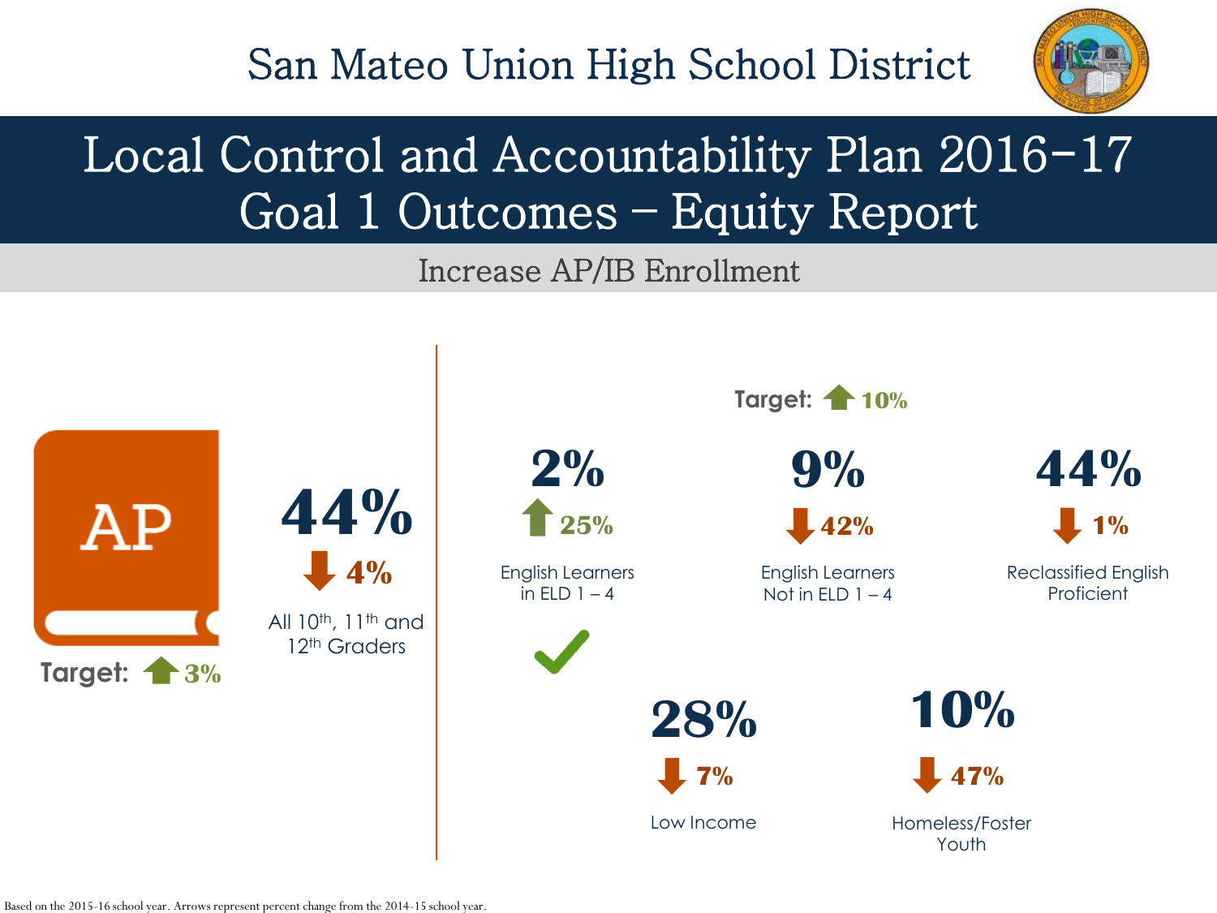# San Mateo Union High School District

## Local Control and Accountability Plan 2016-17
## Goal 1 Outcomes – Equity Report

### Increase AP/IB Enrollment

AP

Target: ↑ 3%

**44%** ↓ **4%**
All 10th, 11th and 12th Graders

Target: ↑ 10%

**2%** ↑ **25%**
English Learners in ELD 1 – 4 ✓

**9%** ↓ **42%**
English Learners Not in ELD 1 – 4

**44%** ↓ **1%**
Reclassified English Proficient

**28%** ↓ **7%**
Low Income

**10%** ↓ **47%**
Homeless/Foster Youth

Based on the 2015-16 school year. Arrows represent percent change from the 2014-15 school year.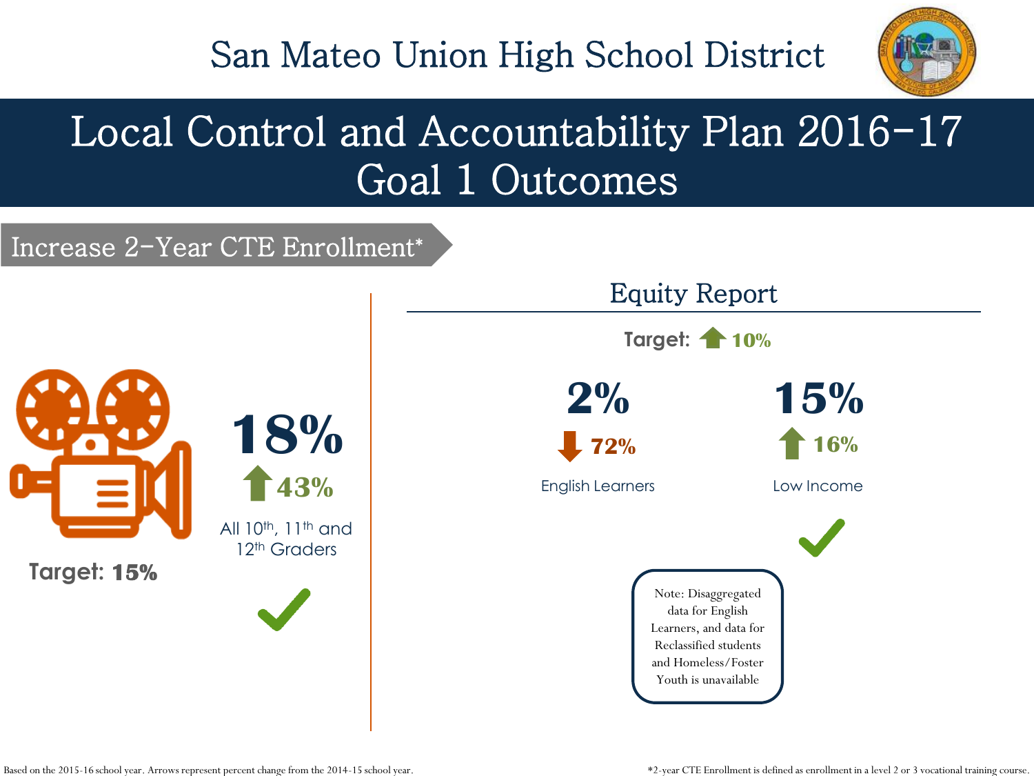# San Mateo Union High School District

## Local Control and Accountability Plan 2016-17 Goal 1 Outcomes

### Increase 2-Year CTE Enrollment*

Target: **15%**

**18%**

↑ 43%

All 10th, 11th and 12th Graders

✓

### Equity Report

Target: ↑ 10%

| English Learners | Low Income |
|---|---|
| **2%** | **15%** |
| ↓ 72% | ↑ 16% |
| | ✓ |

Note: Disaggregated data for English Learners, and data for Reclassified students and Homeless/Foster Youth is unavailable

Based on the 2015-16 school year. Arrows represent percent change from the 2014-15 school year.

*2-year CTE Enrollment is defined as enrollment in a level 2 or 3 vocational training course.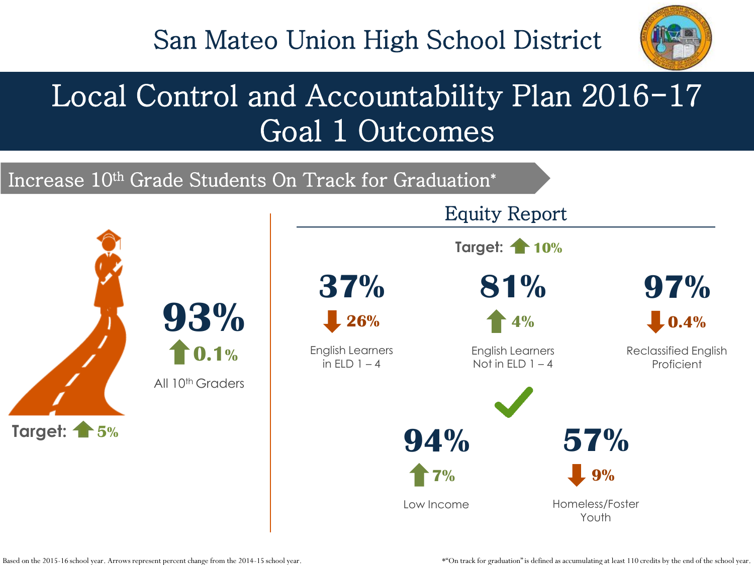# San Mateo Union High School District

## Local Control and Accountability Plan 2016-17 Goal 1 Outcomes

### Increase 10th Grade Students On Track for Graduation*

**93%**
↑ 0.1%
All 10th Graders

Target: ↑ 5%

### Equity Report

Target: ↑ 10%

| Group | Percent | Change |
|---|---|---|
| English Learners in ELD 1 – 4 | 37% | ↓ 26% |
| English Learners Not in ELD 1 – 4 | 81% | ↑ 4% |
| Reclassified English Proficient | 97% | ↓ 0.4% |
| Low Income | 94% | ↑ 7% ✓ |
| Homeless/Foster Youth | 57% | ↓ 9% |

Based on the 2015-16 school year. Arrows represent percent change from the 2014-15 school year.

*"On track for graduation" is defined as accumulating at least 110 credits by the end of the school year.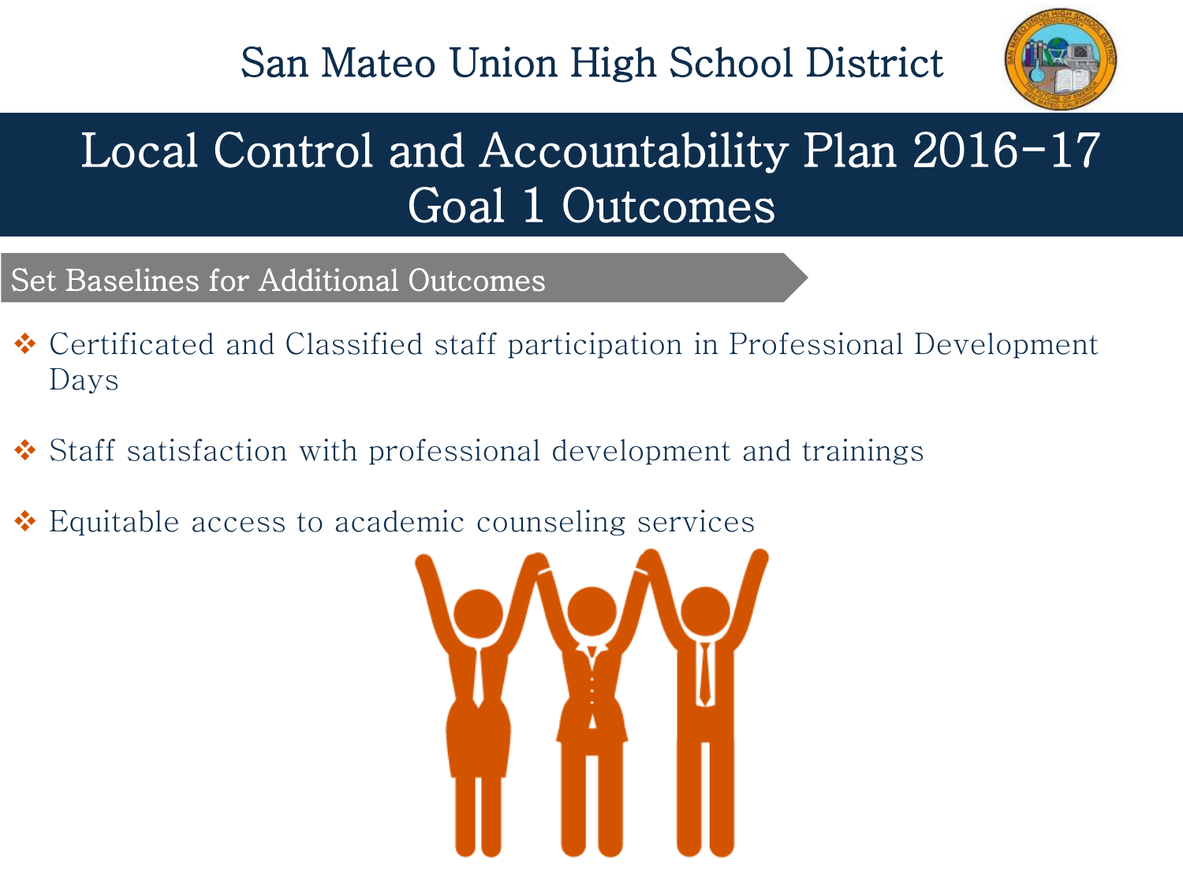San Mateo Union High School District

# Local Control and Accountability Plan 2016-17
# Goal 1 Outcomes

## Set Baselines for Additional Outcomes

- Certificated and Classified staff participation in Professional Development Days
- Staff satisfaction with professional development and trainings
- Equitable access to academic counseling services